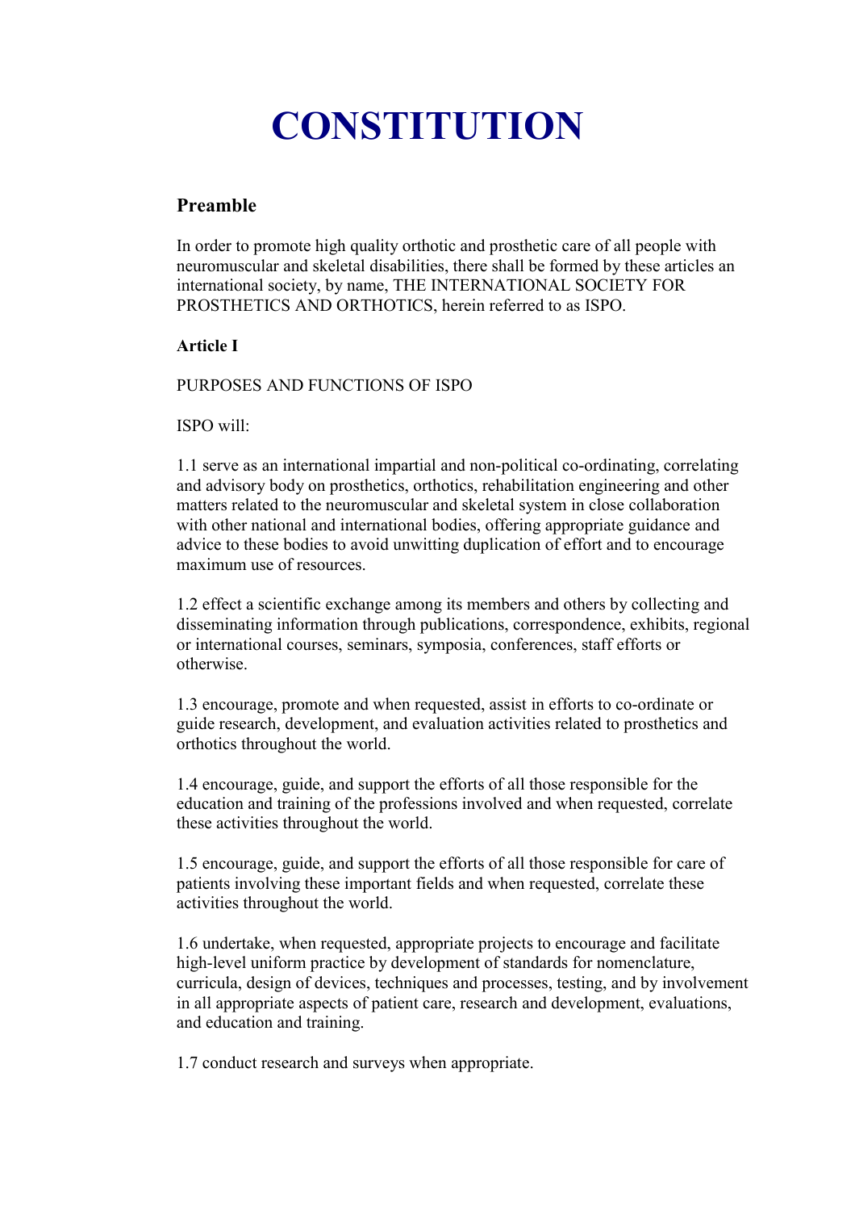# CONSTITUTION

## Preamble

In order to promote high quality orthotic and prosthetic care of all people with neuromuscular and skeletal disabilities, there shall be formed by these articles an international society, by name, THE INTERNATIONAL SOCIETY FOR PROSTHETICS AND ORTHOTICS, herein referred to as ISPO.

**Article I**

PURPOSES AND FUNCTIONS OF ISPO

ISPO will:

1.1 serve as an international impartial and non-political co-ordinating, correlating and advisory body on prosthetics, orthotics, rehabilitation engineering and other matters related to the neuromuscular and skeletal system in close collaboration with other national and international bodies, offering appropriate guidance and advice to these bodies to avoid unwitting duplication of effort and to encourage maximum use of resources.

1.2 effect a scientific exchange among its members and others by collecting and disseminating information through publications, correspondence, exhibits, regional or international courses, seminars, symposia, conferences, staff efforts or otherwise.

1.3 encourage, promote and when requested, assist in efforts to co-ordinate or guide research, development, and evaluation activities related to prosthetics and orthotics throughout the world.

1.4 encourage, guide, and support the efforts of all those responsible for the education and training of the professions involved and when requested, correlate these activities throughout the world.

1.5 encourage, guide, and support the efforts of all those responsible for care of patients involving these important fields and when requested, correlate these activities throughout the world.

1.6 undertake, when requested, appropriate projects to encourage and facilitate high-level uniform practice by development of standards for nomenclature, curricula, design of devices, techniques and processes, testing, and by involvement in all appropriate aspects of patient care, research and development, evaluations, and education and training.

1.7 conduct research and surveys when appropriate.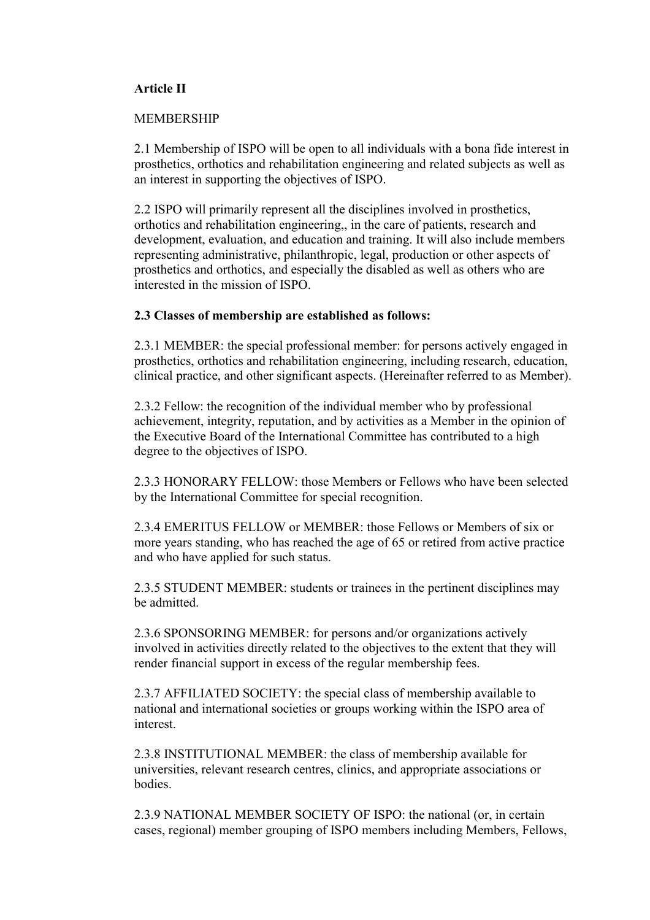**Article II**

MEMBERSHIP

2.1 Membership of ISPO will be open to all individuals with a bona fide interest in prosthetics, orthotics and rehabilitation engineering and related subjects as well as an interest in supporting the objectives of ISPO.

2.2 ISPO will primarily represent all the disciplines involved in prosthetics, orthotics and rehabilitation engineering,, in the care of patients, research and development, evaluation, and education and training. It will also include members representing administrative, philanthropic, legal, production or other aspects of prosthetics and orthotics, and especially the disabled as well as others who are interested in the mission of ISPO.

**2.3 Classes of membership are established as follows:**

2.3.1 MEMBER: the special professional member: for persons actively engaged in prosthetics, orthotics and rehabilitation engineering, including research, education, clinical practice, and other significant aspects. (Hereinafter referred to as Member).

2.3.2 Fellow: the recognition of the individual member who by professional achievement, integrity, reputation, and by activities as a Member in the opinion of the Executive Board of the International Committee has contributed to a high degree to the objectives of ISPO.

2.3.3 HONORARY FELLOW: those Members or Fellows who have been selected by the International Committee for special recognition.

2.3.4 EMERITUS FELLOW or MEMBER: those Fellows or Members of six or more years standing, who has reached the age of 65 or retired from active practice and who have applied for such status.

2.3.5 STUDENT MEMBER: students or trainees in the pertinent disciplines may be admitted.

2.3.6 SPONSORING MEMBER: for persons and/or organizations actively involved in activities directly related to the objectives to the extent that they will render financial support in excess of the regular membership fees.

2.3.7 AFFILIATED SOCIETY: the special class of membership available to national and international societies or groups working within the ISPO area of interest.

2.3.8 INSTITUTIONAL MEMBER: the class of membership available for universities, relevant research centres, clinics, and appropriate associations or bodies.

2.3.9 NATIONAL MEMBER SOCIETY OF ISPO: the national (or, in certain cases, regional) member grouping of ISPO members including Members, Fellows,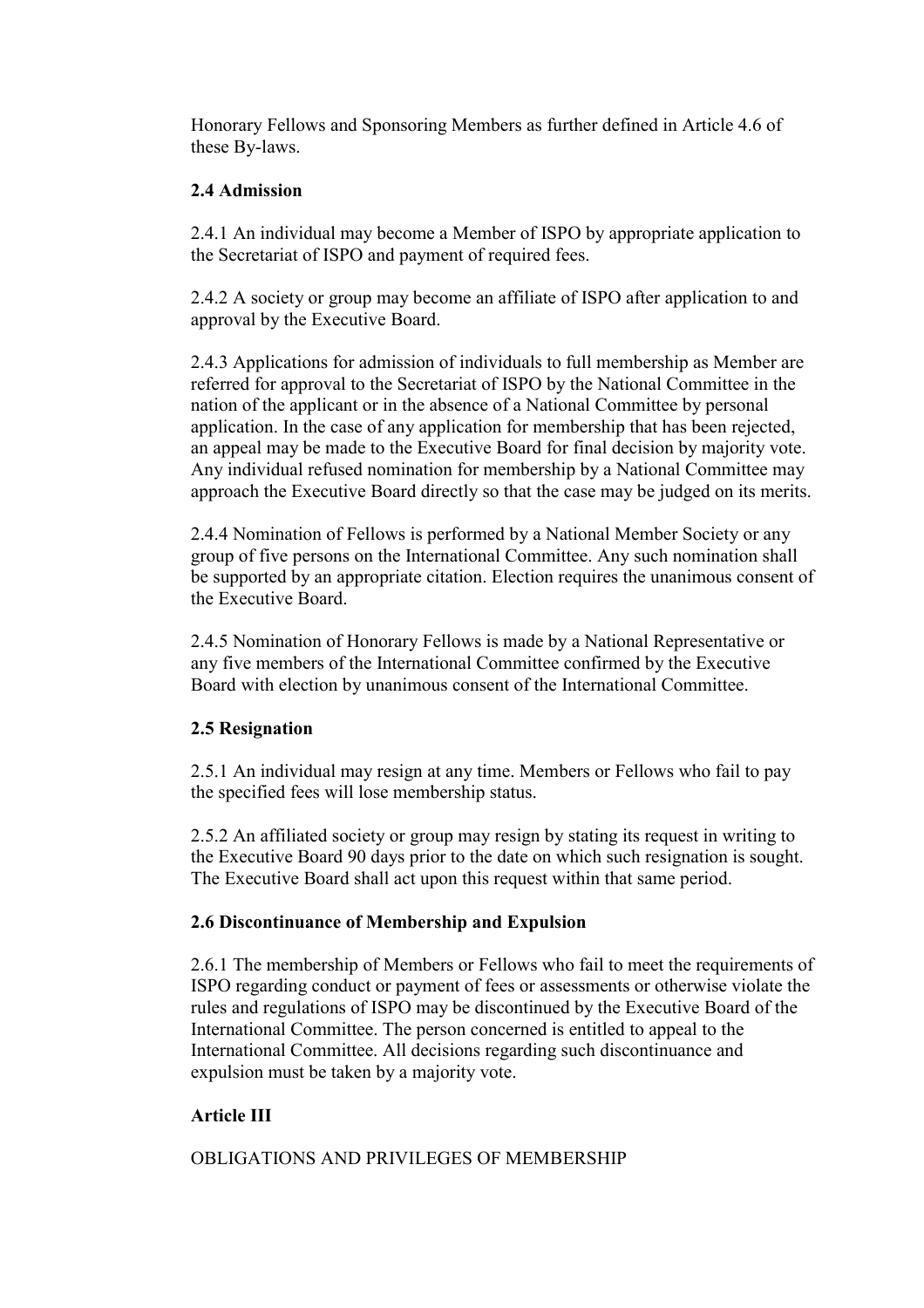Honorary Fellows and Sponsoring Members as further defined in Article 4.6 of these By-laws.

**2.4 Admission**

2.4.1 An individual may become a Member of ISPO by appropriate application to the Secretariat of ISPO and payment of required fees.

2.4.2 A society or group may become an affiliate of ISPO after application to and approval by the Executive Board.

2.4.3 Applications for admission of individuals to full membership as Member are referred for approval to the Secretariat of ISPO by the National Committee in the nation of the applicant or in the absence of a National Committee by personal application. In the case of any application for membership that has been rejected, an appeal may be made to the Executive Board for final decision by majority vote. Any individual refused nomination for membership by a National Committee may approach the Executive Board directly so that the case may be judged on its merits.

2.4.4 Nomination of Fellows is performed by a National Member Society or any group of five persons on the International Committee. Any such nomination shall be supported by an appropriate citation. Election requires the unanimous consent of the Executive Board.

2.4.5 Nomination of Honorary Fellows is made by a National Representative or any five members of the International Committee confirmed by the Executive Board with election by unanimous consent of the International Committee.

**2.5 Resignation**

2.5.1 An individual may resign at any time. Members or Fellows who fail to pay the specified fees will lose membership status.

2.5.2 An affiliated society or group may resign by stating its request in writing to the Executive Board 90 days prior to the date on which such resignation is sought. The Executive Board shall act upon this request within that same period.

**2.6 Discontinuance of Membership and Expulsion**

2.6.1 The membership of Members or Fellows who fail to meet the requirements of ISPO regarding conduct or payment of fees or assessments or otherwise violate the rules and regulations of ISPO may be discontinued by the Executive Board of the International Committee. The person concerned is entitled to appeal to the International Committee. All decisions regarding such discontinuance and expulsion must be taken by a majority vote.

**Article III**

OBLIGATIONS AND PRIVILEGES OF MEMBERSHIP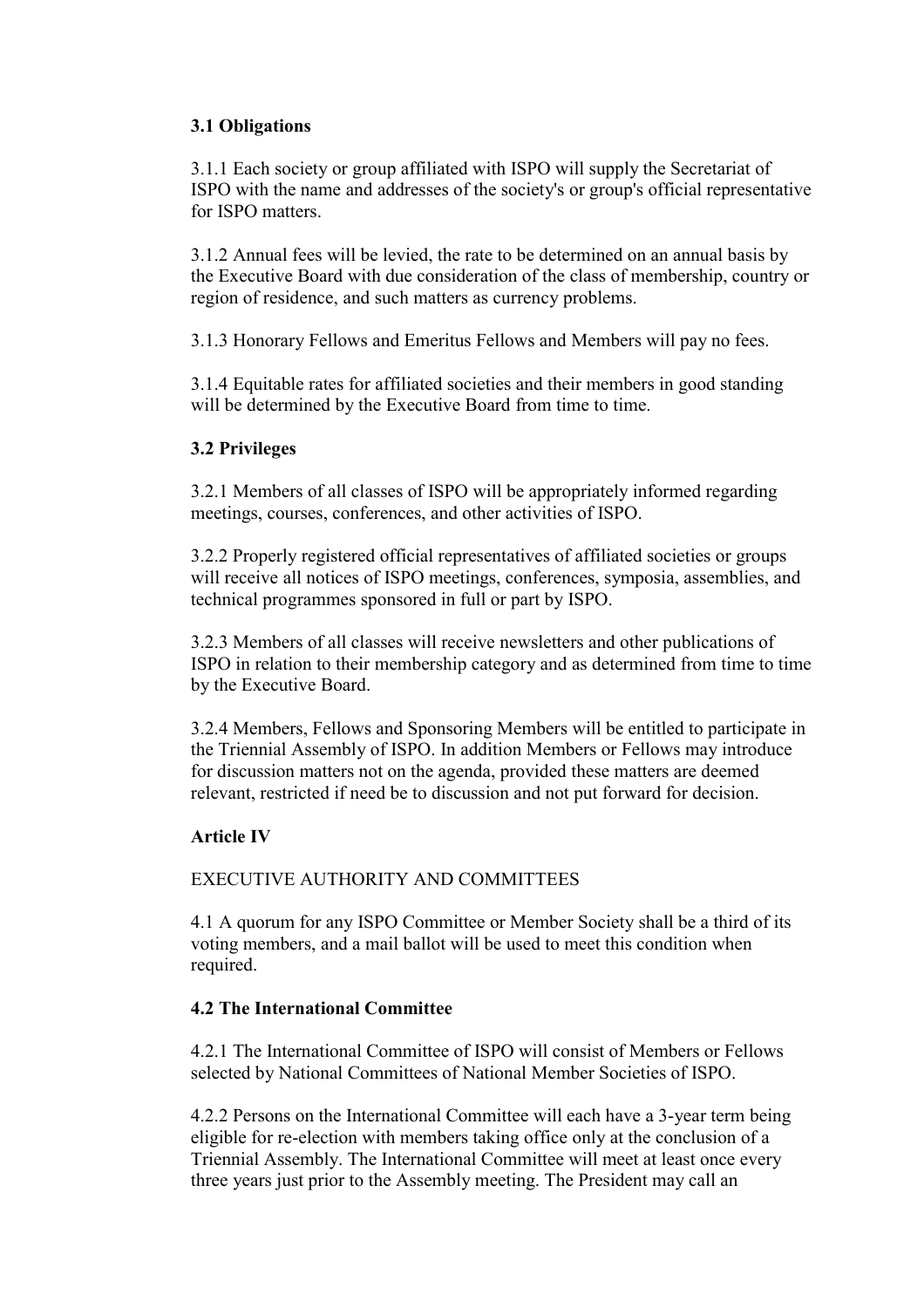### 3.1 Obligations

3.1.1 Each society or group affiliated with ISPO will supply the Secretariat of ISPO with the name and addresses of the society's or group's official representative for ISPO matters.

3.1.2 Annual fees will be levied, the rate to be determined on an annual basis by the Executive Board with due consideration of the class of membership, country or region of residence, and such matters as currency problems.

3.1.3 Honorary Fellows and Emeritus Fellows and Members will pay no fees.

3.1.4 Equitable rates for affiliated societies and their members in good standing will be determined by the Executive Board from time to time.

### 3.2 Privileges

3.2.1 Members of all classes of ISPO will be appropriately informed regarding meetings, courses, conferences, and other activities of ISPO.

3.2.2 Properly registered official representatives of affiliated societies or groups will receive all notices of ISPO meetings, conferences, symposia, assemblies, and technical programmes sponsored in full or part by ISPO.

3.2.3 Members of all classes will receive newsletters and other publications of ISPO in relation to their membership category and as determined from time to time by the Executive Board.

3.2.4 Members, Fellows and Sponsoring Members will be entitled to participate in the Triennial Assembly of ISPO. In addition Members or Fellows may introduce for discussion matters not on the agenda, provided these matters are deemed relevant, restricted if need be to discussion and not put forward for decision.

## Article IV

EXECUTIVE AUTHORITY AND COMMITTEES

4.1 A quorum for any ISPO Committee or Member Society shall be a third of its voting members, and a mail ballot will be used to meet this condition when required.

### 4.2 The International Committee

4.2.1 The International Committee of ISPO will consist of Members or Fellows selected by National Committees of National Member Societies of ISPO.

4.2.2 Persons on the International Committee will each have a 3-year term being eligible for re-election with members taking office only at the conclusion of a Triennial Assembly. The International Committee will meet at least once every three years just prior to the Assembly meeting. The President may call an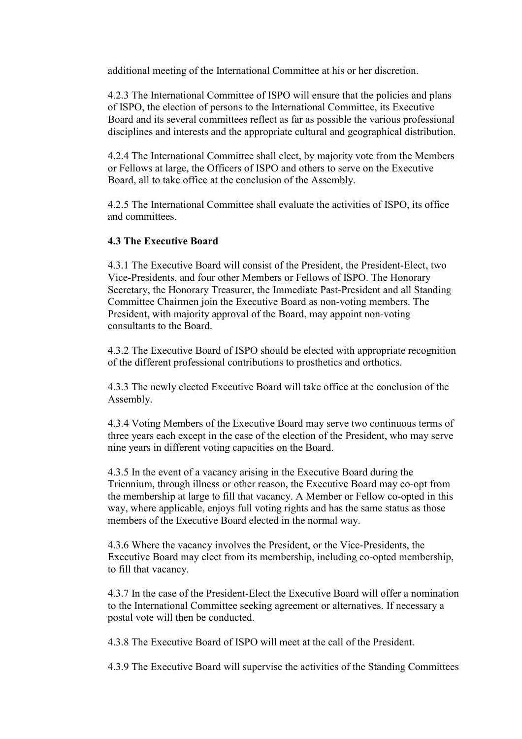additional meeting of the International Committee at his or her discretion.

4.2.3 The International Committee of ISPO will ensure that the policies and plans of ISPO, the election of persons to the International Committee, its Executive Board and its several committees reflect as far as possible the various professional disciplines and interests and the appropriate cultural and geographical distribution.

4.2.4 The International Committee shall elect, by majority vote from the Members or Fellows at large, the Officers of ISPO and others to serve on the Executive Board, all to take office at the conclusion of the Assembly.

4.2.5 The International Committee shall evaluate the activities of ISPO, its office and committees.

**4.3 The Executive Board**

4.3.1 The Executive Board will consist of the President, the President-Elect, two Vice-Presidents, and four other Members or Fellows of ISPO. The Honorary Secretary, the Honorary Treasurer, the Immediate Past-President and all Standing Committee Chairmen join the Executive Board as non-voting members. The President, with majority approval of the Board, may appoint non-voting consultants to the Board.

4.3.2 The Executive Board of ISPO should be elected with appropriate recognition of the different professional contributions to prosthetics and orthotics.

4.3.3 The newly elected Executive Board will take office at the conclusion of the Assembly.

4.3.4 Voting Members of the Executive Board may serve two continuous terms of three years each except in the case of the election of the President, who may serve nine years in different voting capacities on the Board.

4.3.5 In the event of a vacancy arising in the Executive Board during the Triennium, through illness or other reason, the Executive Board may co-opt from the membership at large to fill that vacancy. A Member or Fellow co-opted in this way, where applicable, enjoys full voting rights and has the same status as those members of the Executive Board elected in the normal way.

4.3.6 Where the vacancy involves the President, or the Vice-Presidents, the Executive Board may elect from its membership, including co-opted membership, to fill that vacancy.

4.3.7 In the case of the President-Elect the Executive Board will offer a nomination to the International Committee seeking agreement or alternatives. If necessary a postal vote will then be conducted.

4.3.8 The Executive Board of ISPO will meet at the call of the President.

4.3.9 The Executive Board will supervise the activities of the Standing Committees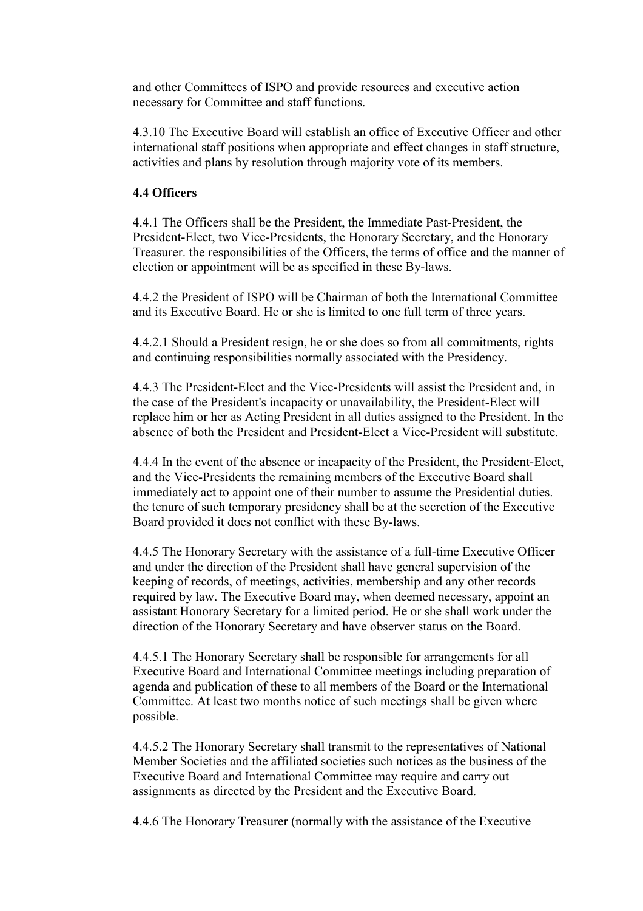and other Committees of ISPO and provide resources and executive action necessary for Committee and staff functions.

4.3.10 The Executive Board will establish an office of Executive Officer and other international staff positions when appropriate and effect changes in staff structure, activities and plans by resolution through majority vote of its members.

**4.4 Officers**

4.4.1 The Officers shall be the President, the Immediate Past-President, the President-Elect, two Vice-Presidents, the Honorary Secretary, and the Honorary Treasurer. the responsibilities of the Officers, the terms of office and the manner of election or appointment will be as specified in these By-laws.

4.4.2 the President of ISPO will be Chairman of both the International Committee and its Executive Board. He or she is limited to one full term of three years.

4.4.2.1 Should a President resign, he or she does so from all commitments, rights and continuing responsibilities normally associated with the Presidency.

4.4.3 The President-Elect and the Vice-Presidents will assist the President and, in the case of the President's incapacity or unavailability, the President-Elect will replace him or her as Acting President in all duties assigned to the President. In the absence of both the President and President-Elect a Vice-President will substitute.

4.4.4 In the event of the absence or incapacity of the President, the President-Elect, and the Vice-Presidents the remaining members of the Executive Board shall immediately act to appoint one of their number to assume the Presidential duties. the tenure of such temporary presidency shall be at the secretion of the Executive Board provided it does not conflict with these By-laws.

4.4.5 The Honorary Secretary with the assistance of a full-time Executive Officer and under the direction of the President shall have general supervision of the keeping of records, of meetings, activities, membership and any other records required by law. The Executive Board may, when deemed necessary, appoint an assistant Honorary Secretary for a limited period. He or she shall work under the direction of the Honorary Secretary and have observer status on the Board.

4.4.5.1 The Honorary Secretary shall be responsible for arrangements for all Executive Board and International Committee meetings including preparation of agenda and publication of these to all members of the Board or the International Committee. At least two months notice of such meetings shall be given where possible.

4.4.5.2 The Honorary Secretary shall transmit to the representatives of National Member Societies and the affiliated societies such notices as the business of the Executive Board and International Committee may require and carry out assignments as directed by the President and the Executive Board.

4.4.6 The Honorary Treasurer (normally with the assistance of the Executive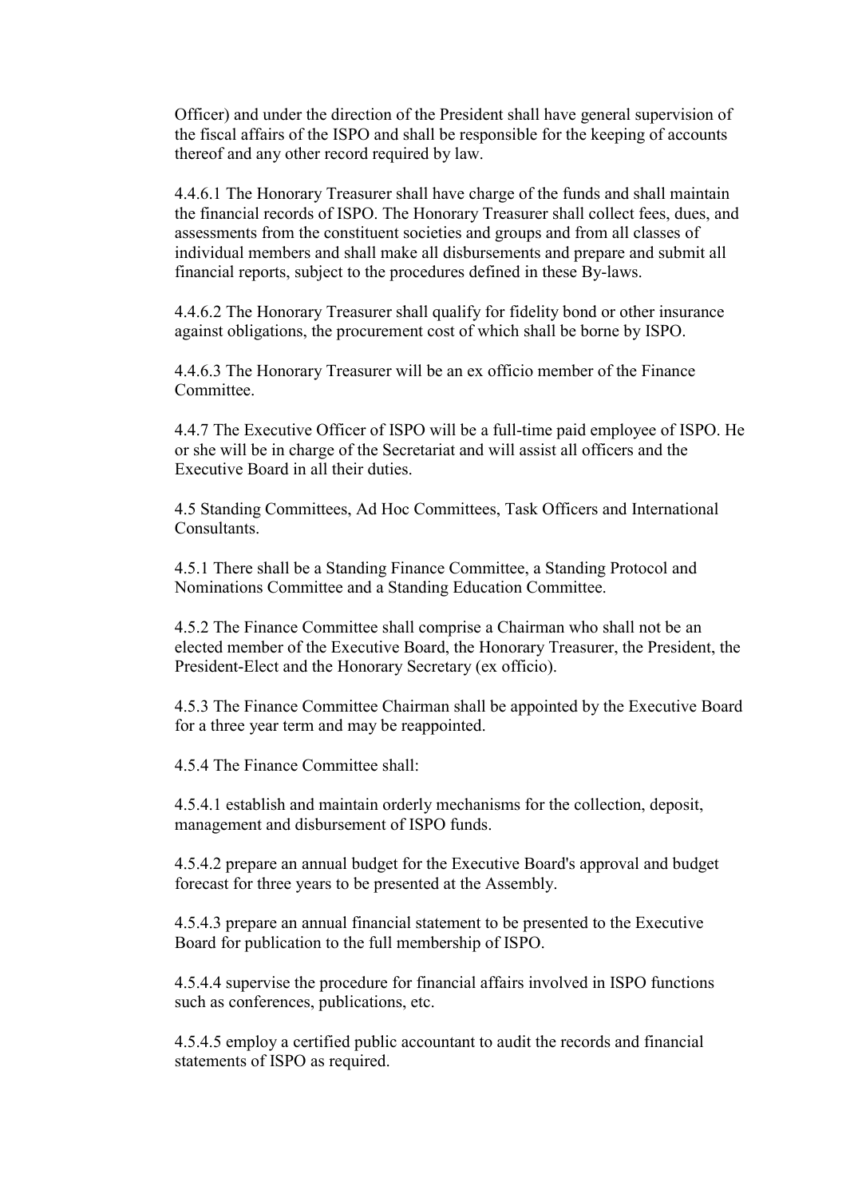Officer) and under the direction of the President shall have general supervision of the fiscal affairs of the ISPO and shall be responsible for the keeping of accounts thereof and any other record required by law.

4.4.6.1 The Honorary Treasurer shall have charge of the funds and shall maintain the financial records of ISPO. The Honorary Treasurer shall collect fees, dues, and assessments from the constituent societies and groups and from all classes of individual members and shall make all disbursements and prepare and submit all financial reports, subject to the procedures defined in these By-laws.

4.4.6.2 The Honorary Treasurer shall qualify for fidelity bond or other insurance against obligations, the procurement cost of which shall be borne by ISPO.

4.4.6.3 The Honorary Treasurer will be an ex officio member of the Finance Committee.

4.4.7 The Executive Officer of ISPO will be a full-time paid employee of ISPO. He or she will be in charge of the Secretariat and will assist all officers and the Executive Board in all their duties.

4.5 Standing Committees, Ad Hoc Committees, Task Officers and International Consultants.

4.5.1 There shall be a Standing Finance Committee, a Standing Protocol and Nominations Committee and a Standing Education Committee.

4.5.2 The Finance Committee shall comprise a Chairman who shall not be an elected member of the Executive Board, the Honorary Treasurer, the President, the President-Elect and the Honorary Secretary (ex officio).

4.5.3 The Finance Committee Chairman shall be appointed by the Executive Board for a three year term and may be reappointed.

4.5.4 The Finance Committee shall:

4.5.4.1 establish and maintain orderly mechanisms for the collection, deposit, management and disbursement of ISPO funds.

4.5.4.2 prepare an annual budget for the Executive Board's approval and budget forecast for three years to be presented at the Assembly.

4.5.4.3 prepare an annual financial statement to be presented to the Executive Board for publication to the full membership of ISPO.

4.5.4.4 supervise the procedure for financial affairs involved in ISPO functions such as conferences, publications, etc.

4.5.4.5 employ a certified public accountant to audit the records and financial statements of ISPO as required.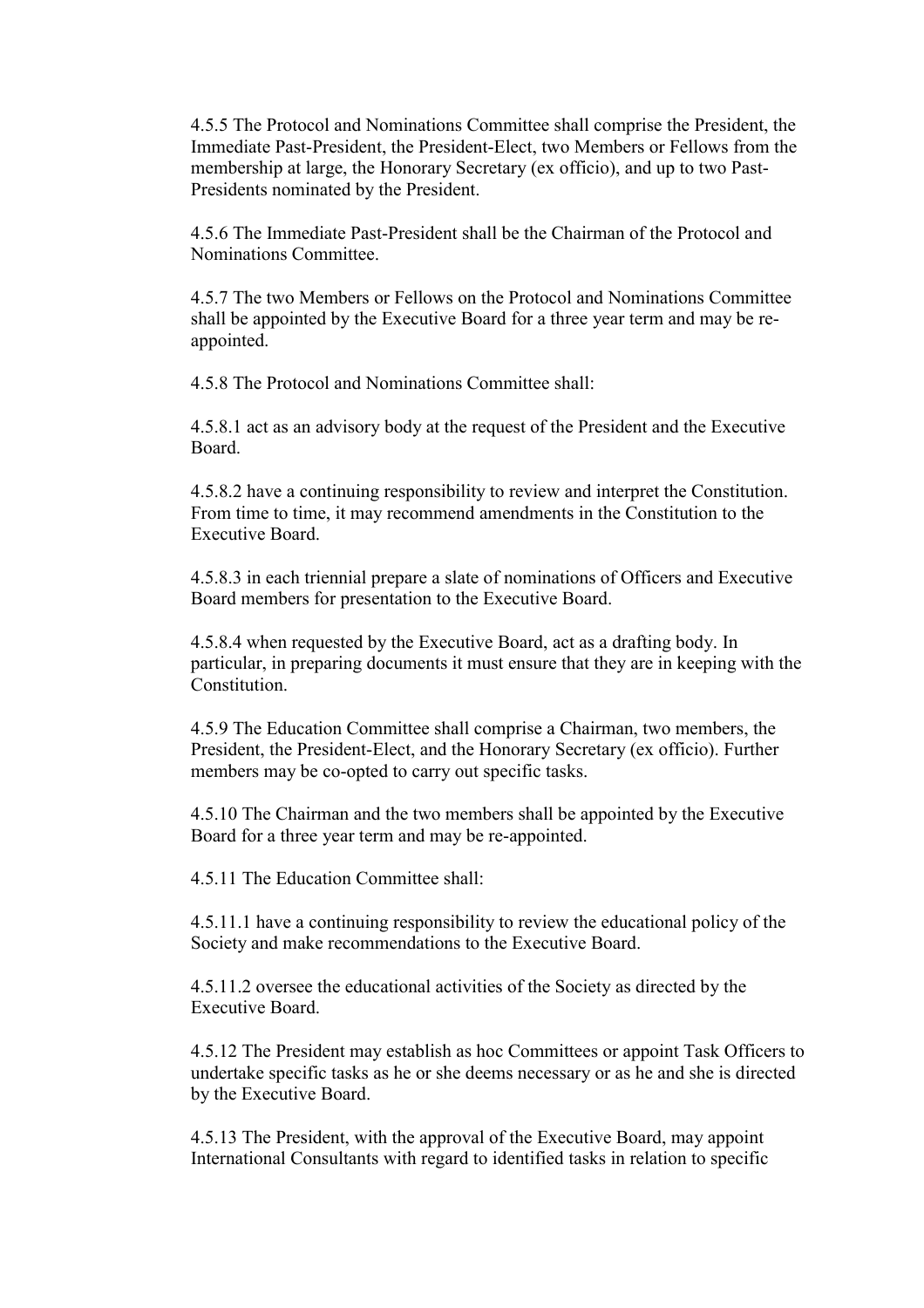4.5.5 The Protocol and Nominations Committee shall comprise the President, the Immediate Past-President, the President-Elect, two Members or Fellows from the membership at large, the Honorary Secretary (ex officio), and up to two Past-Presidents nominated by the President.

4.5.6 The Immediate Past-President shall be the Chairman of the Protocol and Nominations Committee.

4.5.7 The two Members or Fellows on the Protocol and Nominations Committee shall be appointed by the Executive Board for a three year term and may be re-appointed.

4.5.8 The Protocol and Nominations Committee shall:

4.5.8.1 act as an advisory body at the request of the President and the Executive Board.

4.5.8.2 have a continuing responsibility to review and interpret the Constitution. From time to time, it may recommend amendments in the Constitution to the Executive Board.

4.5.8.3 in each triennial prepare a slate of nominations of Officers and Executive Board members for presentation to the Executive Board.

4.5.8.4 when requested by the Executive Board, act as a drafting body. In particular, in preparing documents it must ensure that they are in keeping with the Constitution.

4.5.9 The Education Committee shall comprise a Chairman, two members, the President, the President-Elect, and the Honorary Secretary (ex officio). Further members may be co-opted to carry out specific tasks.

4.5.10 The Chairman and the two members shall be appointed by the Executive Board for a three year term and may be re-appointed.

4.5.11 The Education Committee shall:

4.5.11.1 have a continuing responsibility to review the educational policy of the Society and make recommendations to the Executive Board.

4.5.11.2 oversee the educational activities of the Society as directed by the Executive Board.

4.5.12 The President may establish as hoc Committees or appoint Task Officers to undertake specific tasks as he or she deems necessary or as he and she is directed by the Executive Board.

4.5.13 The President, with the approval of the Executive Board, may appoint International Consultants with regard to identified tasks in relation to specific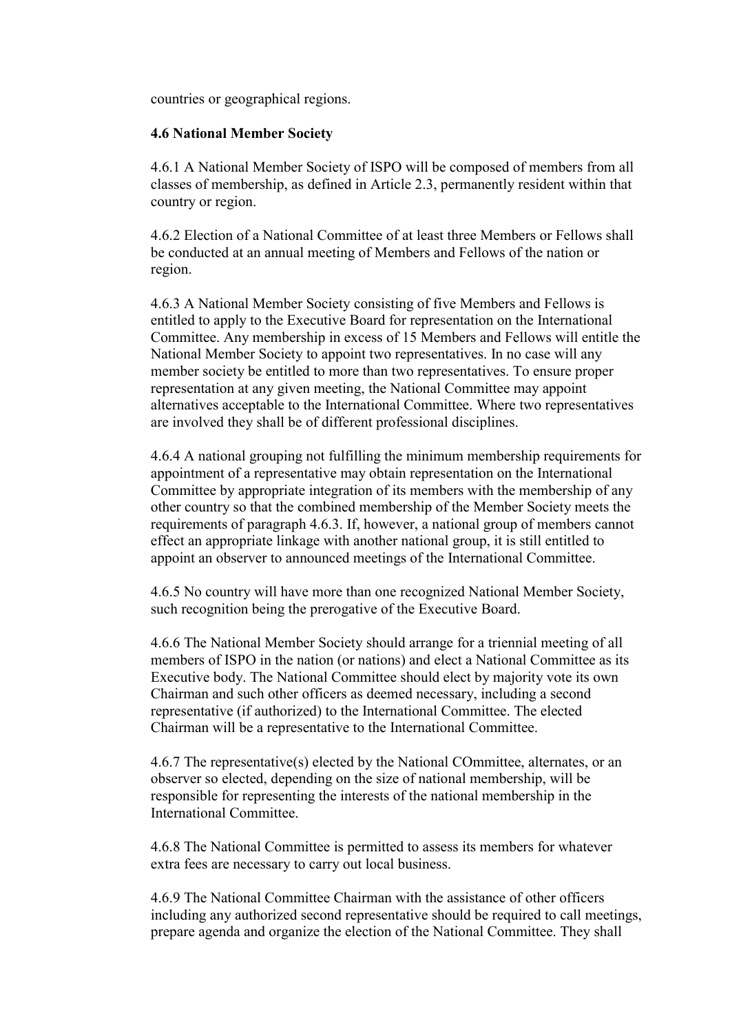countries or geographical regions.

**4.6 National Member Society**

4.6.1 A National Member Society of ISPO will be composed of members from all classes of membership, as defined in Article 2.3, permanently resident within that country or region.

4.6.2 Election of a National Committee of at least three Members or Fellows shall be conducted at an annual meeting of Members and Fellows of the nation or region.

4.6.3 A National Member Society consisting of five Members and Fellows is entitled to apply to the Executive Board for representation on the International Committee. Any membership in excess of 15 Members and Fellows will entitle the National Member Society to appoint two representatives. In no case will any member society be entitled to more than two representatives. To ensure proper representation at any given meeting, the National Committee may appoint alternatives acceptable to the International Committee. Where two representatives are involved they shall be of different professional disciplines.

4.6.4 A national grouping not fulfilling the minimum membership requirements for appointment of a representative may obtain representation on the International Committee by appropriate integration of its members with the membership of any other country so that the combined membership of the Member Society meets the requirements of paragraph 4.6.3. If, however, a national group of members cannot effect an appropriate linkage with another national group, it is still entitled to appoint an observer to announced meetings of the International Committee.

4.6.5 No country will have more than one recognized National Member Society, such recognition being the prerogative of the Executive Board.

4.6.6 The National Member Society should arrange for a triennial meeting of all members of ISPO in the nation (or nations) and elect a National Committee as its Executive body. The National Committee should elect by majority vote its own Chairman and such other officers as deemed necessary, including a second representative (if authorized) to the International Committee. The elected Chairman will be a representative to the International Committee.

4.6.7 The representative(s) elected by the National COmmittee, alternates, or an observer so elected, depending on the size of national membership, will be responsible for representing the interests of the national membership in the International Committee.

4.6.8 The National Committee is permitted to assess its members for whatever extra fees are necessary to carry out local business.

4.6.9 The National Committee Chairman with the assistance of other officers including any authorized second representative should be required to call meetings, prepare agenda and organize the election of the National Committee. They shall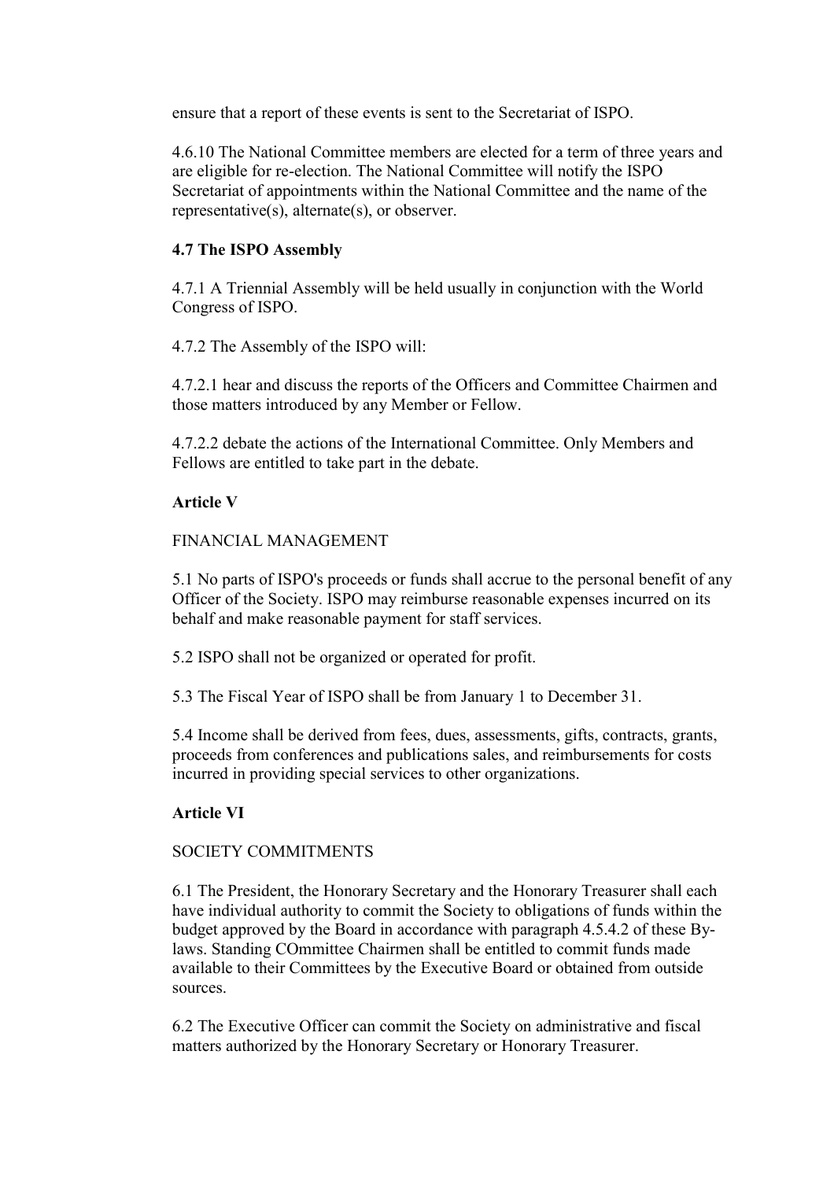ensure that a report of these events is sent to the Secretariat of ISPO.

4.6.10 The National Committee members are elected for a term of three years and are eligible for re-election. The National Committee will notify the ISPO Secretariat of appointments within the National Committee and the name of the representative(s), alternate(s), or observer.

**4.7 The ISPO Assembly**

4.7.1 A Triennial Assembly will be held usually in conjunction with the World Congress of ISPO.

4.7.2 The Assembly of the ISPO will:

4.7.2.1 hear and discuss the reports of the Officers and Committee Chairmen and those matters introduced by any Member or Fellow.

4.7.2.2 debate the actions of the International Committee. Only Members and Fellows are entitled to take part in the debate.

**Article V**

FINANCIAL MANAGEMENT

5.1 No parts of ISPO's proceeds or funds shall accrue to the personal benefit of any Officer of the Society. ISPO may reimburse reasonable expenses incurred on its behalf and make reasonable payment for staff services.

5.2 ISPO shall not be organized or operated for profit.

5.3 The Fiscal Year of ISPO shall be from January 1 to December 31.

5.4 Income shall be derived from fees, dues, assessments, gifts, contracts, grants, proceeds from conferences and publications sales, and reimbursements for costs incurred in providing special services to other organizations.

**Article VI**

SOCIETY COMMITMENTS

6.1 The President, the Honorary Secretary and the Honorary Treasurer shall each have individual authority to commit the Society to obligations of funds within the budget approved by the Board in accordance with paragraph 4.5.4.2 of these By-laws. Standing COmmittee Chairmen shall be entitled to commit funds made available to their Committees by the Executive Board or obtained from outside sources.

6.2 The Executive Officer can commit the Society on administrative and fiscal matters authorized by the Honorary Secretary or Honorary Treasurer.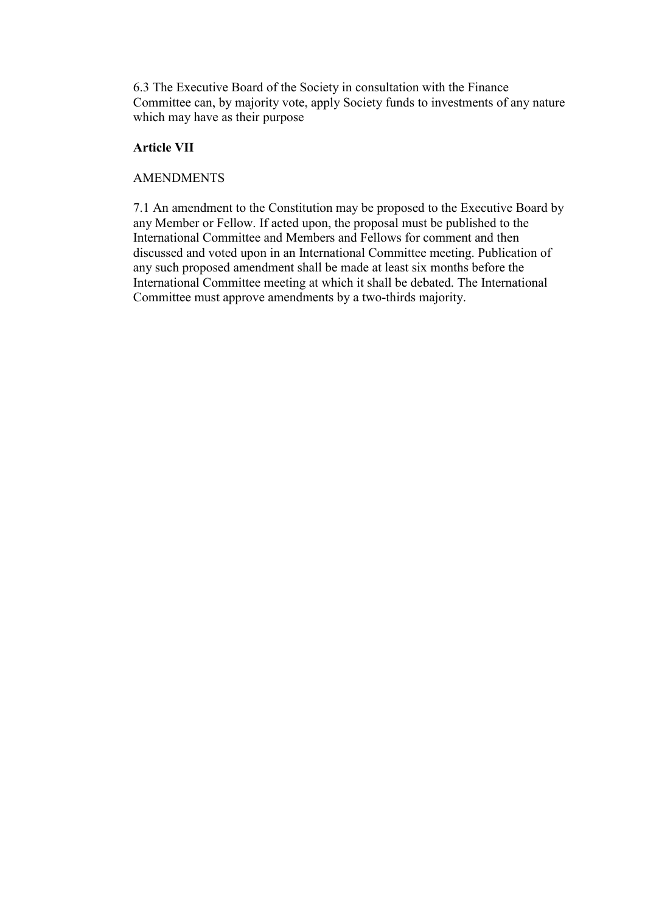6.3 The Executive Board of the Society in consultation with the Finance Committee can, by majority vote, apply Society funds to investments of any nature which may have as their purpose

**Article VII**

AMENDMENTS

7.1 An amendment to the Constitution may be proposed to the Executive Board by any Member or Fellow. If acted upon, the proposal must be published to the International Committee and Members and Fellows for comment and then discussed and voted upon in an International Committee meeting. Publication of any such proposed amendment shall be made at least six months before the International Committee meeting at which it shall be debated. The International Committee must approve amendments by a two-thirds majority.